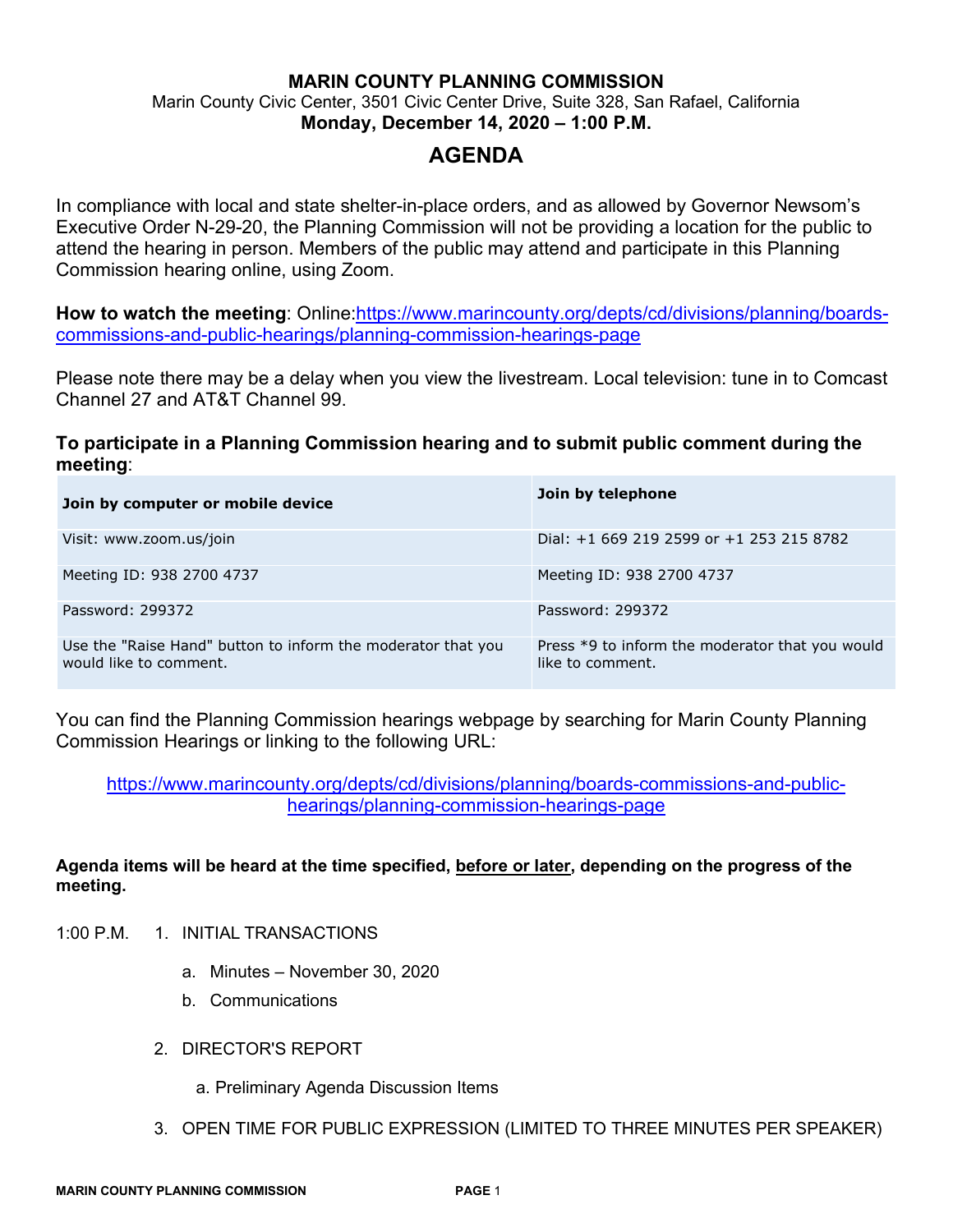# MARIN COUNTY PLANNING COMMISSION

Marin County Civic Center, 3501 Civic Center Drive, Suite 328, San Rafael, California

**Monday, December 14, 2020 – 1:00 P.M.**

## AGENDA

In compliance with local and state shelter-in-place orders, and as allowed by Governor Newsom's Executive Order N-29-20, the Planning Commission will not be providing a location for the public to attend the hearing in person. Members of the public may attend and participate in this Planning Commission hearing online, using Zoom.

**How to watch the meeting**: Online:[https://www.marincounty.org/depts/cd/divisions/planning/boards-commissions-and-public-hearings/planning-commission-hearings-page](https://www.marincounty.org/depts/cd/divisions/planning/boards-commissions-and-public-hearings/planning-commission-hearings-page)

Please note there may be a delay when you view the livestream. Local television: tune in to Comcast Channel 27 and AT&T Channel 99.

**To participate in a Planning Commission hearing and to submit public comment during the meeting**:

| **Join by computer or mobile device** | **Join by telephone** |
|---|---|
| Visit: www.zoom.us/join | Dial: +1 669 219 2599 or +1 253 215 8782 |
| Meeting ID: 938 2700 4737 | Meeting ID: 938 2700 4737 |
| Password: 299372 | Password: 299372 |
| Use the "Raise Hand" button to inform the moderator that you would like to comment. | Press *9 to inform the moderator that you would like to comment. |

You can find the Planning Commission hearings webpage by searching for Marin County Planning Commission Hearings or linking to the following URL:

[https://www.marincounty.org/depts/cd/divisions/planning/boards-commissions-and-public-hearings/planning-commission-hearings-page](https://www.marincounty.org/depts/cd/divisions/planning/boards-commissions-and-public-hearings/planning-commission-hearings-page)

**Agenda items will be heard at the time specified, before or later, depending on the progress of the meeting.**

1:00 P.M.

1. INITIAL TRANSACTIONS
    a. Minutes – November 30, 2020
    b. Communications

2. DIRECTOR'S REPORT
    a. Preliminary Agenda Discussion Items

3. OPEN TIME FOR PUBLIC EXPRESSION (LIMITED TO THREE MINUTES PER SPEAKER)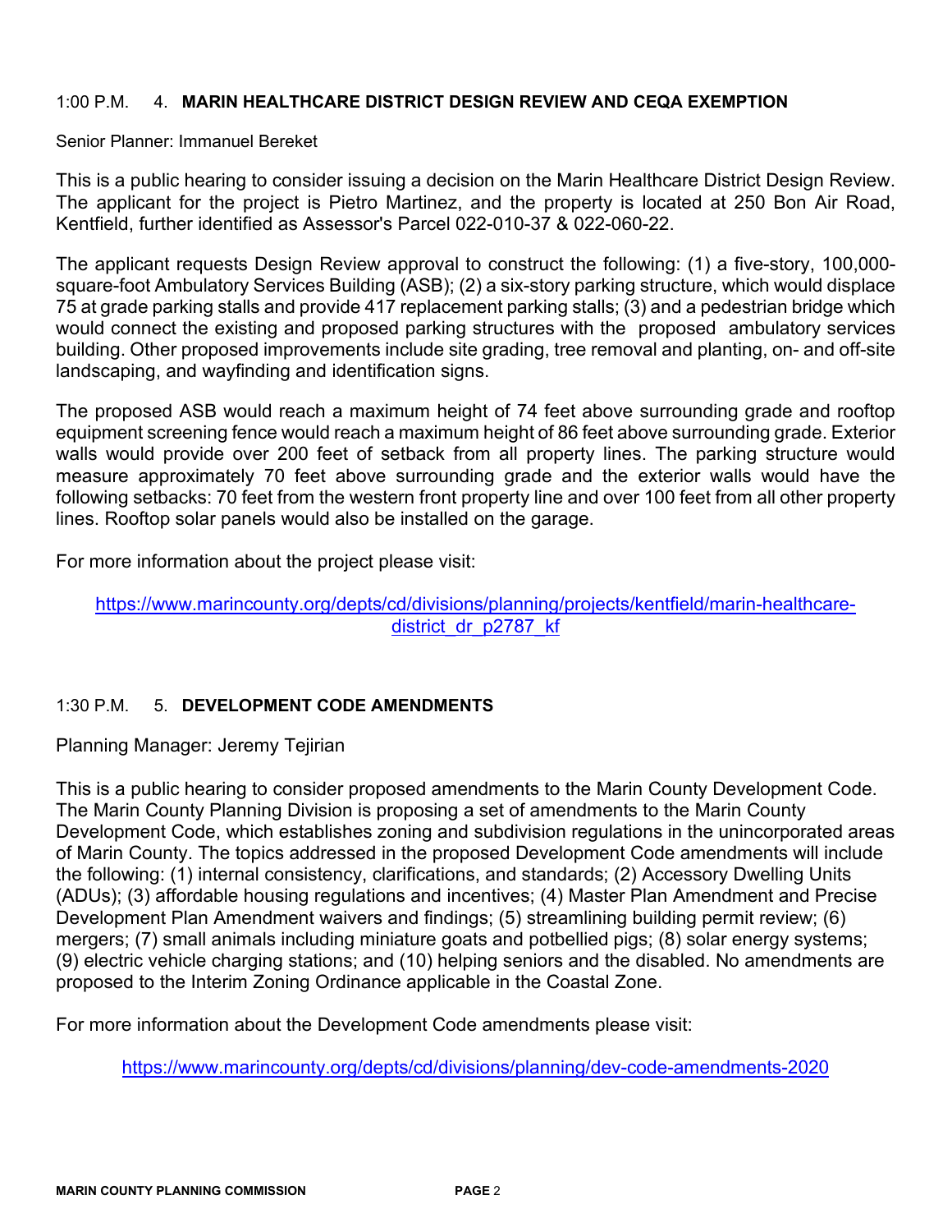1:00 P.M. 4. **MARIN HEALTHCARE DISTRICT DESIGN REVIEW AND CEQA EXEMPTION**

Senior Planner: Immanuel Bereket

This is a public hearing to consider issuing a decision on the Marin Healthcare District Design Review. The applicant for the project is Pietro Martinez, and the property is located at 250 Bon Air Road, Kentfield, further identified as Assessor's Parcel 022-010-37 & 022-060-22.

The applicant requests Design Review approval to construct the following: (1) a five-story, 100,000-square-foot Ambulatory Services Building (ASB); (2) a six-story parking structure, which would displace 75 at grade parking stalls and provide 417 replacement parking stalls; (3) and a pedestrian bridge which would connect the existing and proposed parking structures with the proposed ambulatory services building. Other proposed improvements include site grading, tree removal and planting, on- and off-site landscaping, and wayfinding and identification signs.

The proposed ASB would reach a maximum height of 74 feet above surrounding grade and rooftop equipment screening fence would reach a maximum height of 86 feet above surrounding grade. Exterior walls would provide over 200 feet of setback from all property lines. The parking structure would measure approximately 70 feet above surrounding grade and the exterior walls would have the following setbacks: 70 feet from the western front property line and over 100 feet from all other property lines. Rooftop solar panels would also be installed on the garage.

For more information about the project please visit:

https://www.marincounty.org/depts/cd/divisions/planning/projects/kentfield/marin-healthcare-district_dr_p2787_kf

1:30 P.M. 5. **DEVELOPMENT CODE AMENDMENTS**

Planning Manager: Jeremy Tejirian

This is a public hearing to consider proposed amendments to the Marin County Development Code. The Marin County Planning Division is proposing a set of amendments to the Marin County Development Code, which establishes zoning and subdivision regulations in the unincorporated areas of Marin County. The topics addressed in the proposed Development Code amendments will include the following: (1) internal consistency, clarifications, and standards; (2) Accessory Dwelling Units (ADUs); (3) affordable housing regulations and incentives; (4) Master Plan Amendment and Precise Development Plan Amendment waivers and findings; (5) streamlining building permit review; (6) mergers; (7) small animals including miniature goats and potbellied pigs; (8) solar energy systems; (9) electric vehicle charging stations; and (10) helping seniors and the disabled. No amendments are proposed to the Interim Zoning Ordinance applicable in the Coastal Zone.

For more information about the Development Code amendments please visit:

https://www.marincounty.org/depts/cd/divisions/planning/dev-code-amendments-2020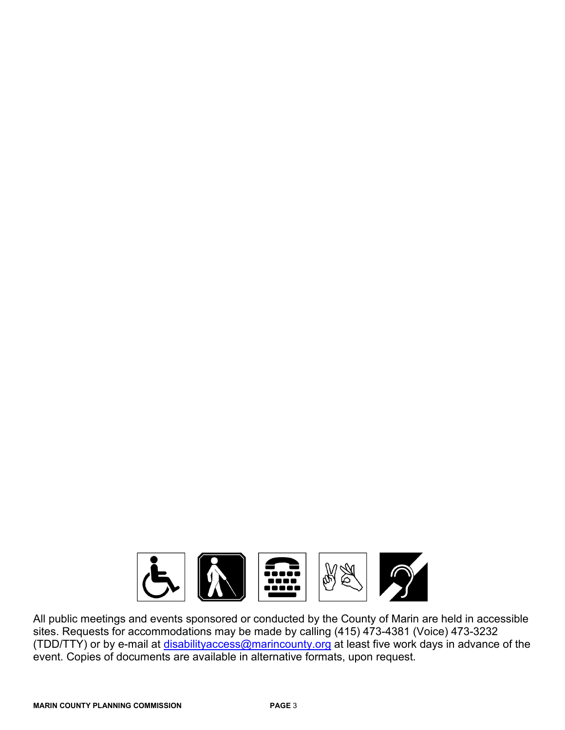All public meetings and events sponsored or conducted by the County of Marin are held in accessible sites. Requests for accommodations may be made by calling (415) 473-4381 (Voice) 473-3232 (TDD/TTY) or by e-mail at disabilityaccess@marincounty.org at least five work days in advance of the event. Copies of documents are available in alternative formats, upon request.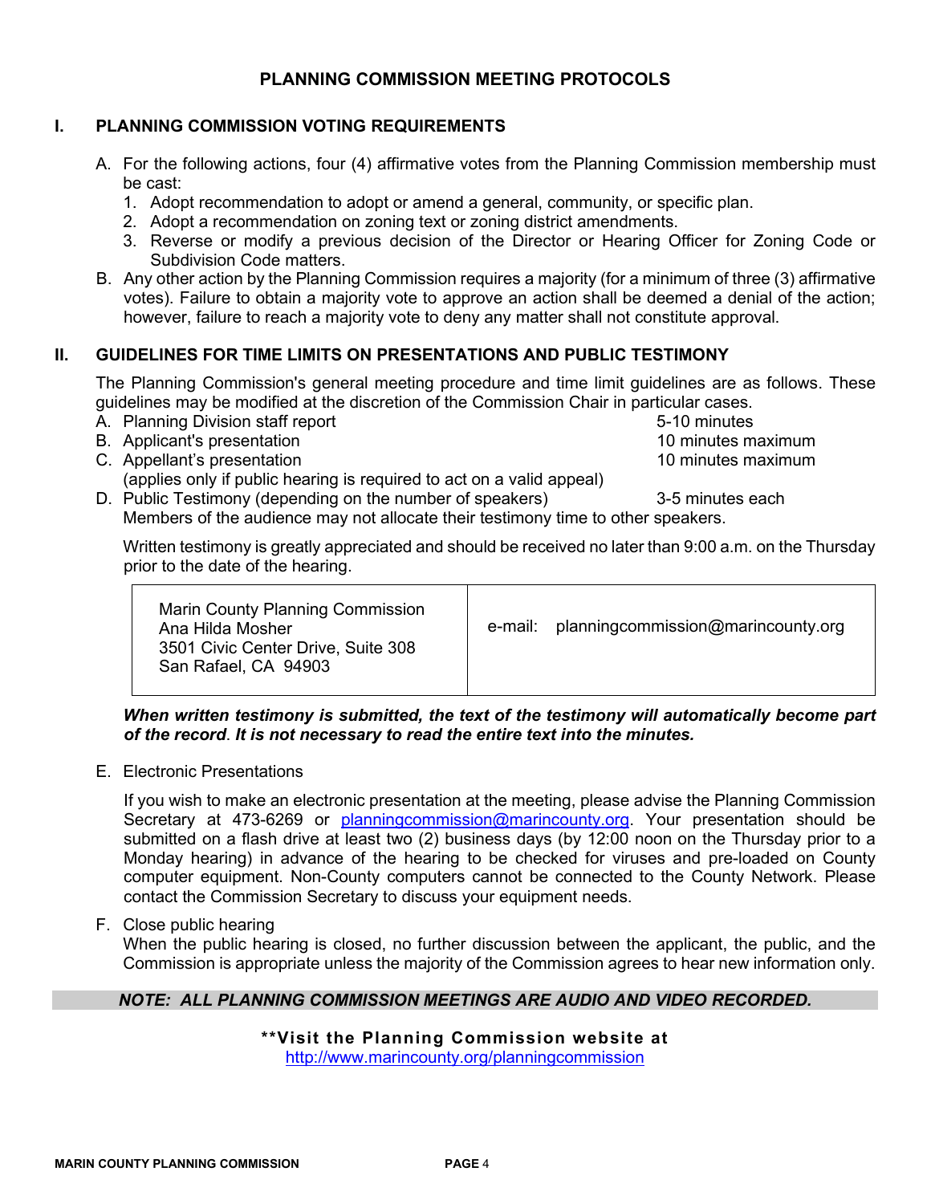# PLANNING COMMISSION MEETING PROTOCOLS

## I. PLANNING COMMISSION VOTING REQUIREMENTS

A. For the following actions, four (4) affirmative votes from the Planning Commission membership must be cast:
   1. Adopt recommendation to adopt or amend a general, community, or specific plan.
   2. Adopt a recommendation on zoning text or zoning district amendments.
   3. Reverse or modify a previous decision of the Director or Hearing Officer for Zoning Code or Subdivision Code matters.

B. Any other action by the Planning Commission requires a majority (for a minimum of three (3) affirmative votes). Failure to obtain a majority vote to approve an action shall be deemed a denial of the action; however, failure to reach a majority vote to deny any matter shall not constitute approval.

## II. GUIDELINES FOR TIME LIMITS ON PRESENTATIONS AND PUBLIC TESTIMONY

The Planning Commission's general meeting procedure and time limit guidelines are as follows. These guidelines may be modified at the discretion of the Commission Chair in particular cases.

A. Planning Division staff report — 5-10 minutes

B. Applicant's presentation — 10 minutes maximum

C. Appellant's presentation — 10 minutes maximum
   (applies only if public hearing is required to act on a valid appeal)

D. Public Testimony (depending on the number of speakers) — 3-5 minutes each
   Members of the audience may not allocate their testimony time to other speakers.

   Written testimony is greatly appreciated and should be received no later than 9:00 a.m. on the Thursday prior to the date of the hearing.

| | |
|---|---|
| Marin County Planning Commission<br>Ana Hilda Mosher<br>3501 Civic Center Drive, Suite 308<br>San Rafael, CA 94903 | e-mail: planningcommission@marincounty.org |

   ***When written testimony is submitted, the text of the testimony will automatically become part of the record. It is not necessary to read the entire text into the minutes.***

E. Electronic Presentations

   If you wish to make an electronic presentation at the meeting, please advise the Planning Commission Secretary at 473-6269 or planningcommission@marincounty.org. Your presentation should be submitted on a flash drive at least two (2) business days (by 12:00 noon on the Thursday prior to a Monday hearing) in advance of the hearing to be checked for viruses and pre-loaded on County computer equipment. Non-County computers cannot be connected to the County Network. Please contact the Commission Secretary to discuss your equipment needs.

F. Close public hearing
   When the public hearing is closed, no further discussion between the applicant, the public, and the Commission is appropriate unless the majority of the Commission agrees to hear new information only.

***NOTE: ALL PLANNING COMMISSION MEETINGS ARE AUDIO AND VIDEO RECORDED.***

**\*\*Visit the Planning Commission website at**
http://www.marincounty.org/planningcommission